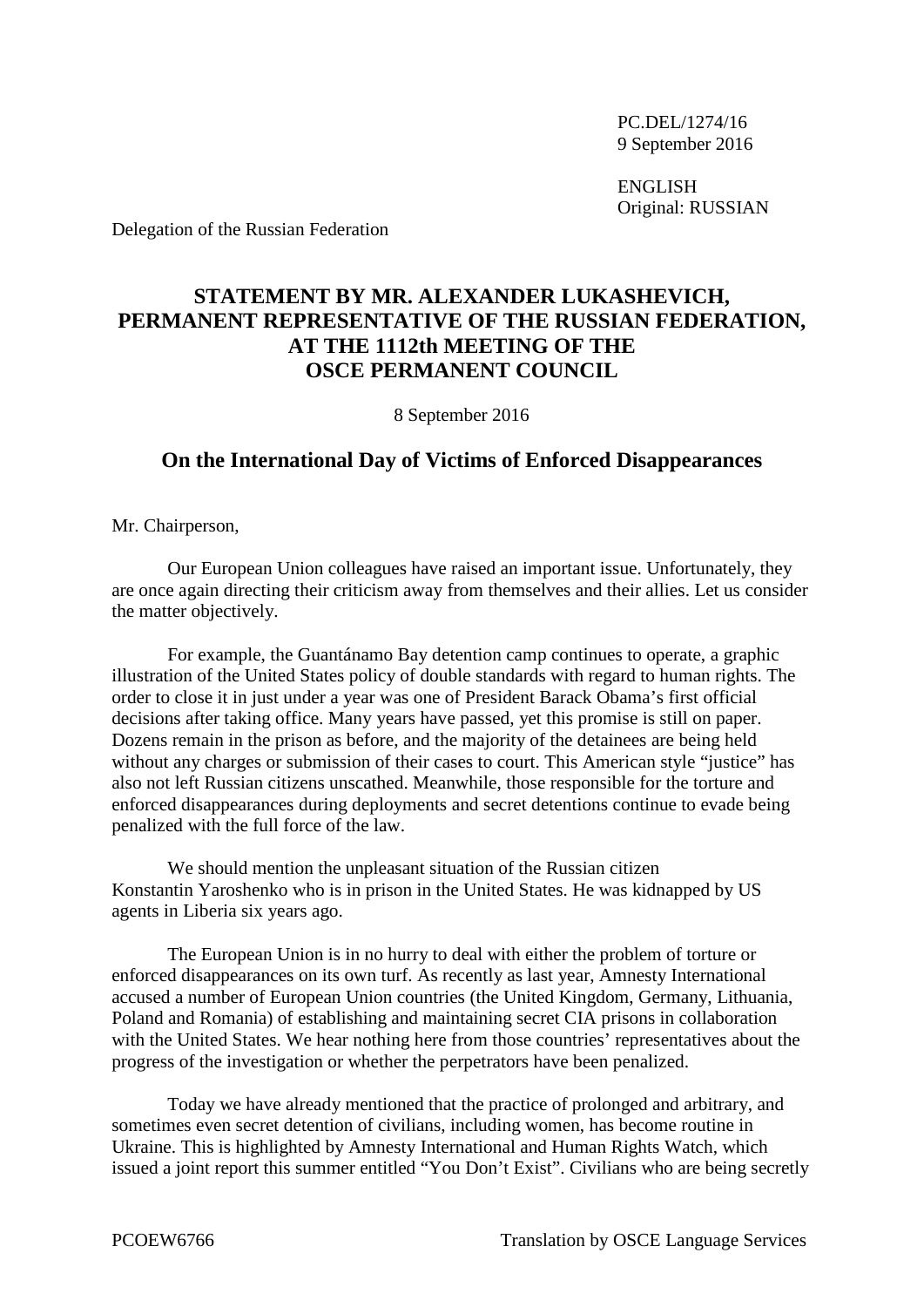PC.DEL/1274/16
9 September 2016

ENGLISH
Original: RUSSIAN

Delegation of the Russian Federation

# STATEMENT BY MR. ALEXANDER LUKASHEVICH, PERMANENT REPRESENTATIVE OF THE RUSSIAN FEDERATION, AT THE 1112th MEETING OF THE OSCE PERMANENT COUNCIL

8 September 2016

## On the International Day of Victims of Enforced Disappearances

Mr. Chairperson,

Our European Union colleagues have raised an important issue. Unfortunately, they are once again directing their criticism away from themselves and their allies. Let us consider the matter objectively.

For example, the Guantánamo Bay detention camp continues to operate, a graphic illustration of the United States policy of double standards with regard to human rights. The order to close it in just under a year was one of President Barack Obama's first official decisions after taking office. Many years have passed, yet this promise is still on paper. Dozens remain in the prison as before, and the majority of the detainees are being held without any charges or submission of their cases to court. This American style "justice" has also not left Russian citizens unscathed. Meanwhile, those responsible for the torture and enforced disappearances during deployments and secret detentions continue to evade being penalized with the full force of the law.

We should mention the unpleasant situation of the Russian citizen Konstantin Yaroshenko who is in prison in the United States. He was kidnapped by US agents in Liberia six years ago.

The European Union is in no hurry to deal with either the problem of torture or enforced disappearances on its own turf. As recently as last year, Amnesty International accused a number of European Union countries (the United Kingdom, Germany, Lithuania, Poland and Romania) of establishing and maintaining secret CIA prisons in collaboration with the United States. We hear nothing here from those countries' representatives about the progress of the investigation or whether the perpetrators have been penalized.

Today we have already mentioned that the practice of prolonged and arbitrary, and sometimes even secret detention of civilians, including women, has become routine in Ukraine. This is highlighted by Amnesty International and Human Rights Watch, which issued a joint report this summer entitled "You Don't Exist". Civilians who are being secretly

PCOEW6766 Translation by OSCE Language Services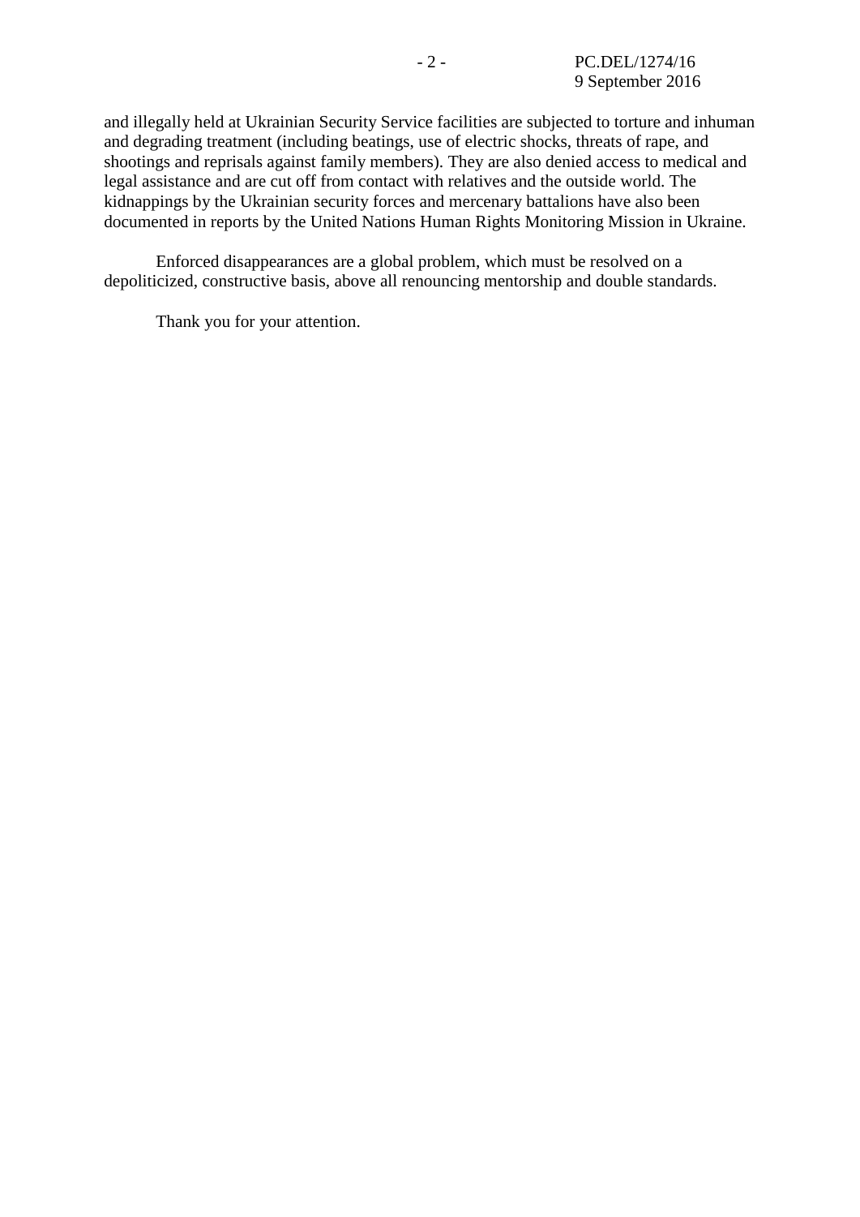and illegally held at Ukrainian Security Service facilities are subjected to torture and inhuman and degrading treatment (including beatings, use of electric shocks, threats of rape, and shootings and reprisals against family members). They are also denied access to medical and legal assistance and are cut off from contact with relatives and the outside world. The kidnappings by the Ukrainian security forces and mercenary battalions have also been documented in reports by the United Nations Human Rights Monitoring Mission in Ukraine.

Enforced disappearances are a global problem, which must be resolved on a depoliticized, constructive basis, above all renouncing mentorship and double standards.

Thank you for your attention.